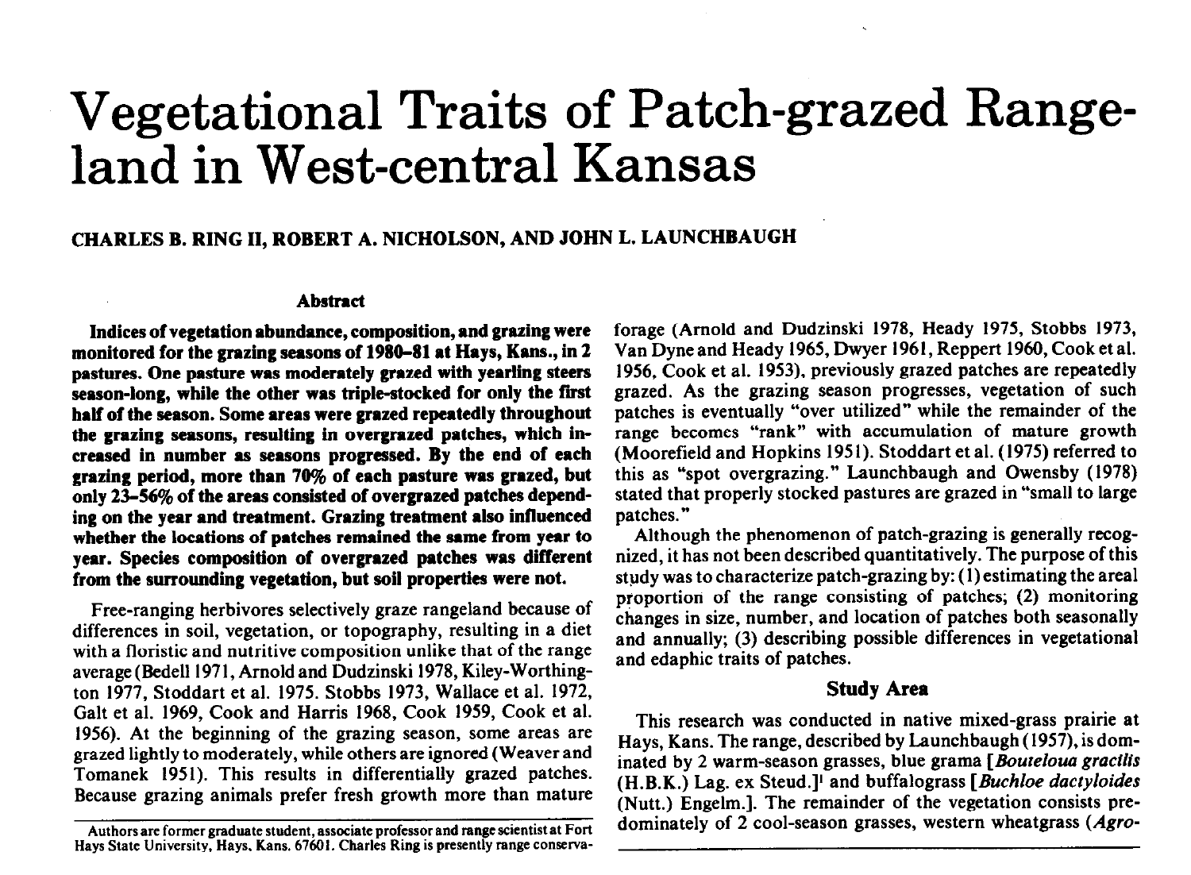# Vegetational Traits of Patch-grazed Rangeland in West-central Kansas

**CHARLES B. RING II, ROBERT A. NICHOLSON, AND JOHN L. LAUNCHBAUGH**

## Abstract

**Indices of vegetation abundance, composition, and grazing were monitored for the grazing seasons of 1980–81 at Hays, Kans., in 2 pastures. One pasture was moderately grazed with yearling steers season-long, while the other was triple-stocked for only the first half of the season. Some areas were grazed repeatedly throughout the grazing seasons, resulting in overgrazed patches, which increased in number as seasons progressed. By the end of each grazing period, more than 70% of each pasture was grazed, but only 23–56% of the areas consisted of overgrazed patches depending on the year and treatment. Grazing treatment also influenced whether the locations of patches remained the same from year to year. Species composition of overgrazed patches was different from the surrounding vegetation, but soil properties were not.**

Free-ranging herbivores selectively graze rangeland because of differences in soil, vegetation, or topography, resulting in a diet with a floristic and nutritive composition unlike that of the range average (Bedell 1971, Arnold and Dudzinski 1978, Kiley-Worthington 1977, Stoddart et al. 1975. Stobbs 1973, Wallace et al. 1972, Galt et al. 1969, Cook and Harris 1968, Cook 1959, Cook et al. 1956). At the beginning of the grazing season, some areas are grazed lightly to moderately, while others are ignored (Weaver and Tomanek 1951). This results in differentially grazed patches. Because grazing animals prefer fresh growth more than mature forage (Arnold and Dudzinski 1978, Heady 1975, Stobbs 1973, Van Dyne and Heady 1965, Dwyer 1961, Reppert 1960, Cook et al. 1956, Cook et al. 1953), previously grazed patches are repeatedly grazed. As the grazing season progresses, vegetation of such patches is eventually "over utilized" while the remainder of the range becomes "rank" with accumulation of mature growth (Moorefield and Hopkins 1951). Stoddart et al. (1975) referred to this as "spot overgrazing." Launchbaugh and Owensby (1978) stated that properly stocked pastures are grazed in "small to large patches."

Although the phenomenon of patch-grazing is generally recognized, it has not been described quantitatively. The purpose of this study was to characterize patch-grazing by: (1) estimating the areal proportion of the range consisting of patches; (2) monitoring changes in size, number, and location of patches both seasonally and annually; (3) describing possible differences in vegetational and edaphic traits of patches.

## Study Area

This research was conducted in native mixed-grass prairie at Hays, Kans. The range, described by Launchbaugh (1957), is dominated by 2 warm-season grasses, blue grama [*Bouteloua gracilis* (H.B.K.) Lag. ex Steud.][1] and buffalograss [*Buchloe dactyloides* (Nutt.) Engelm.]. The remainder of the vegetation consists predominately of 2 cool-season grasses, western wheatgrass (*Agro-*

Authors are former graduate student, associate professor and range scientist at Fort Hays State University, Hays, Kans. 67601. Charles Ring is presently range conserva-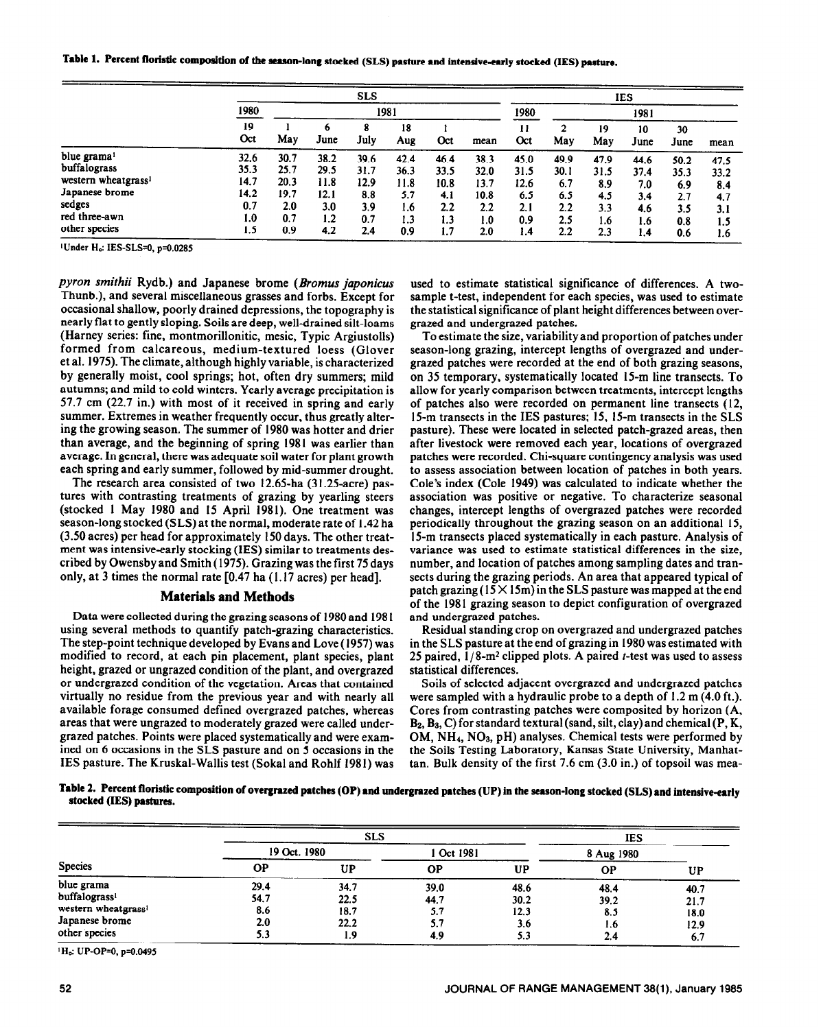**Table 1. Percent floristic composition of the season-long stocked (SLS) pasture and intensive-early stocked (IES) pasture.**

| | SLS | | | | | | | IES | | | | | |
|---|---|---|---|---|---|---|---|---|---|---|---|---|---|
| | 1980 | 1981 | | | | | | 1980 | 1981 | | | | |
| | 19 Oct | 1 May | 6 June | 8 July | 18 Aug | 1 Oct | mean | 11 Oct | 2 May | 19 May | 10 June | 30 June | mean |
| blue grama[1] | 32.6 | 30.7 | 38.2 | 39.6 | 42.4 | 46.4 | 38.3 | 45.0 | 49.9 | 47.9 | 44.6 | 50.2 | 47.5 |
| buffalograss | 35.3 | 25.7 | 29.5 | 31.7 | 36.3 | 33.5 | 32.0 | 31.5 | 30.1 | 31.5 | 37.4 | 35.3 | 33.2 |
| western wheatgrass[1] | 14.7 | 20.3 | 11.8 | 12.9 | 11.8 | 10.8 | 13.7 | 12.6 | 6.7 | 8.9 | 7.0 | 6.9 | 8.4 |
| Japanese brome | 14.2 | 19.7 | 12.1 | 8.8 | 5.7 | 4.1 | 10.8 | 6.5 | 6.5 | 4.5 | 3.4 | 2.7 | 4.7 |
| sedges | 0.7 | 2.0 | 3.0 | 3.9 | 1.6 | 2.2 | 2.2 | 2.1 | 2.2 | 3.3 | 4.6 | 3.5 | 3.1 |
| red three-awn | 1.0 | 0.7 | 1.2 | 0.7 | 1.3 | 1.3 | 1.0 | 0.9 | 2.5 | 1.6 | 1.6 | 0.8 | 1.5 |
| other species | 1.5 | 0.9 | 4.2 | 2.4 | 0.9 | 1.7 | 2.0 | 1.4 | 2.2 | 2.3 | 1.4 | 0.6 | 1.6 |

[1]Under $H_0$: IES-SLS=0, p=0.0285

*pyron smithii* Rydb.) and Japanese brome (*Bromus japonicus* Thunb.), and several miscellaneous grasses and forbs. Except for occasional shallow, poorly drained depressions, the topography is nearly flat to gently sloping. Soils are deep, well-drained silt-loams (Harney series: fine, montmorillonitic, mesic, Typic Argiustolls) formed from calcareous, medium-textured loess (Glover et al. 1975). The climate, although highly variable, is characterized by generally moist, cool springs; hot, often dry summers; mild autumns; and mild to cold winters. Yearly average precipitation is 57.7 cm (22.7 in.) with most of it received in spring and early summer. Extremes in weather frequently occur, thus greatly altering the growing season. The summer of 1980 was hotter and drier than average, and the beginning of spring 1981 was earlier than average. In general, there was adequate soil water for plant growth each spring and early summer, followed by mid-summer drought.

The research area consisted of two 12.65-ha (31.25-acre) pastures with contrasting treatments of grazing by yearling steers (stocked 1 May 1980 and 15 April 1981). One treatment was season-long stocked (SLS) at the normal, moderate rate of 1.42 ha (3.50 acres) per head for approximately 150 days. The other treatment was intensive-early stocking (IES) similar to treatments described by Owensby and Smith (1975). Grazing was the first 75 days only, at 3 times the normal rate [0.47 ha (1.17 acres) per head].

## Materials and Methods

Data were collected during the grazing seasons of 1980 and 1981 using several methods to quantify patch-grazing characteristics. The step-point technique developed by Evans and Love (1957) was modified to record, at each pin placement, plant species, plant height, grazed or ungrazed condition of the plant, and overgrazed or undergrazed condition of the vegetation. Areas that contained virtually no residue from the previous year and with nearly all available forage consumed defined overgrazed patches, whereas areas that were ungrazed to moderately grazed were called undergrazed patches. Points were placed systematically and were examined on 6 occasions in the SLS pasture and on 5 occasions in the IES pasture. The Kruskal-Wallis test (Sokal and Rohlf 1981) was used to estimate statistical significance of differences. A two-sample t-test, independent for each species, was used to estimate the statistical significance of plant height differences between overgrazed and undergrazed patches.

To estimate the size, variability and proportion of patches under season-long grazing, intercept lengths of overgrazed and undergrazed patches were recorded at the end of both grazing seasons, on 35 temporary, systematically located 15-m line transects. To allow for yearly comparison between treatments, intercept lengths of patches also were recorded on permanent line transects (12, 15-m transects in the IES pastures; 15, 15-m transects in the SLS pasture). These were located in selected patch-grazed areas, then after livestock were removed each year, locations of overgrazed patches were recorded. Chi-square contingency analysis was used to assess association between location of patches in both years. Cole's index (Cole 1949) was calculated to indicate whether the association was positive or negative. To characterize seasonal changes, intercept lengths of overgrazed patches were recorded periodically throughout the grazing season on an additional 15, 15-m transects placed systematically in each pasture. Analysis of variance was used to estimate statistical differences in the size, number, and location of patches among sampling dates and transects during the grazing periods. An area that appeared typical of patch grazing (15 × 15m) in the SLS pasture was mapped at the end of the 1981 grazing season to depict configuration of overgrazed and undergrazed patches.

Residual standing crop on overgrazed and undergrazed patches in the SLS pasture at the end of grazing in 1980 was estimated with 25 paired, 1/8-$m^2$ clipped plots. A paired *t*-test was used to assess statistical differences.

Soils of selected adjacent overgrazed and undergrazed patches were sampled with a hydraulic probe to a depth of 1.2 m (4.0 ft.). Cores from contrasting patches were composited by horizon (A, $B_2$, $B_3$, C) for standard textural (sand, silt, clay) and chemical (P, K, OM, $NH_4$, $NO_3$, pH) analyses. Chemical tests were performed by the Soils Testing Laboratory, Kansas State University, Manhattan. Bulk density of the first 7.6 cm (3.0 in.) of topsoil was mea-

**Table 2. Percent floristic composition of overgrazed patches (OP) and undergrazed patches (UP) in the season-long stocked (SLS) and intensive-early stocked (IES) pastures.**

| | SLS | | | | IES | |
|---|---|---|---|---|---|---|
| | 19 Oct. 1980 | | 1 Oct 1981 | | 8 Aug 1980 | |
| Species | OP | UP | OP | UP | OP | UP |
| blue grama | 29.4 | 34.7 | 39.0 | 48.6 | 48.4 | 40.7 |
| buffalograss[1] | 54.7 | 22.5 | 44.7 | 30.2 | 39.2 | 21.7 |
| western wheatgrass[1] | 8.6 | 18.7 | 5.7 | 12.3 | 8.5 | 18.0 |
| Japanese brome | 2.0 | 22.2 | 5.7 | 3.6 | 1.6 | 12.9 |
| other species | 5.3 | 1.9 | 4.9 | 5.3 | 2.4 | 6.7 |

[1]$H_0$: UP-OP=0, p=0.0495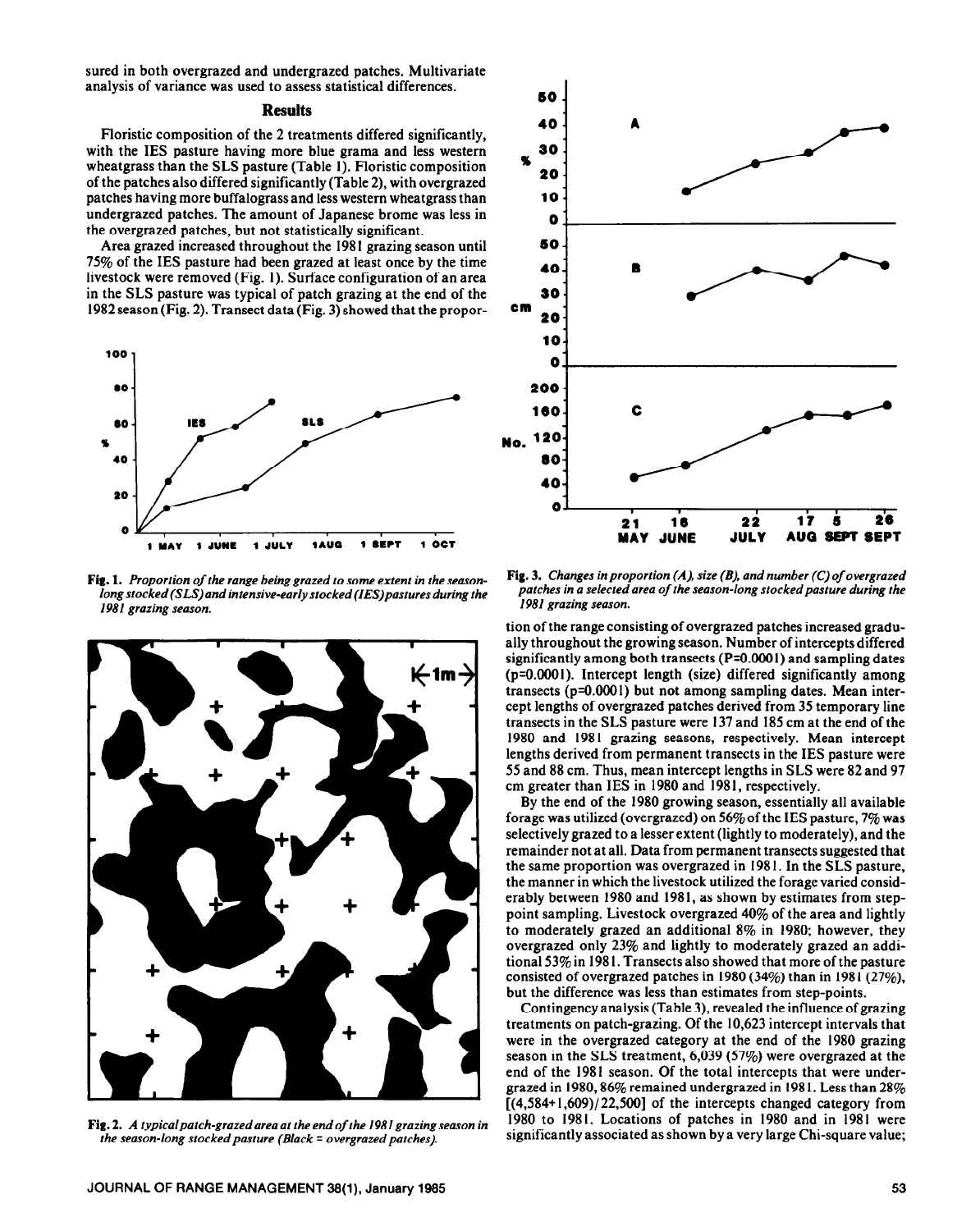sured in both overgrazed and undergrazed patches. Multivariate analysis of variance was used to assess statistical differences.

## Results

Floristic composition of the 2 treatments differed significantly, with the IES pasture having more blue grama and less western wheatgrass than the SLS pasture (Table 1). Floristic composition of the patches also differed significantly (Table 2), with overgrazed patches having more buffalograss and less western wheatgrass than undergrazed patches. The amount of Japanese brome was less in the overgrazed patches, but not statistically significant.

Area grazed increased throughout the 1981 grazing season until 75% of the IES pasture had been grazed at least once by the time livestock were removed (Fig. 1). Surface configuration of an area in the SLS pasture was typical of patch grazing at the end of the 1982 season (Fig. 2). Transect data (Fig. 3) showed that the proportion of the range consisting of overgrazed patches increased gradually throughout the growing season. Number of intercepts differed significantly among both transects (P=0.0001) and sampling dates (p=0.0001). Intercept length (size) differed significantly among transects (p=0.0001) but not among sampling dates. Mean intercept lengths of overgrazed patches derived from 35 temporary line transects in the SLS pasture were 137 and 185 cm at the end of the 1980 and 1981 grazing seasons, respectively. Mean intercept lengths derived from permanent transects in the IES pasture were 55 and 88 cm. Thus, mean intercept lengths in SLS were 82 and 97 cm greater than IES in 1980 and 1981, respectively.

**Fig. 1.** *Proportion of the range being grazed to some extent in the season-long stocked (SLS) and intensive-early stocked (IES) pastures during the 1981 grazing season.*

**Fig. 2.** *A typical patch-grazed area at the end of the 1981 grazing season in the season-long stocked pasture (Black = overgrazed patches).*

**Fig. 3.** *Changes in proportion (A), size (B), and number (C) of overgrazed patches in a selected area of the season-long stocked pasture during the 1981 grazing season.*

By the end of the 1980 growing season, essentially all available forage was utilized (overgrazed) on 56% of the IES pasture, 7% was selectively grazed to a lesser extent (lightly to moderately), and the remainder not at all. Data from permanent transects suggested that the same proportion was overgrazed in 1981. In the SLS pasture, the manner in which the livestock utilized the forage varied considerably between 1980 and 1981, as shown by estimates from step-point sampling. Livestock overgrazed 40% of the area and lightly to moderately grazed an additional 8% in 1980; however, they overgrazed only 23% and lightly to moderately grazed an additional 53% in 1981. Transects also showed that more of the pasture consisted of overgrazed patches in 1980 (34%) than in 1981 (27%), but the difference was less than estimates from step-points.

Contingency analysis (Table 3), revealed the influence of grazing treatments on patch-grazing. Of the 10,623 intercept intervals that were in the overgrazed category at the end of the 1980 grazing season in the SLS treatment, 6,039 (57%) were overgrazed at the end of the 1981 season. Of the total intercepts that were undergrazed in 1980, 86% remained undergrazed in 1981. Less than 28% [(4,584+1,609)/22,500] of the intercepts changed category from 1980 to 1981. Locations of patches in 1980 and in 1981 were significantly associated as shown by a very large Chi-square value;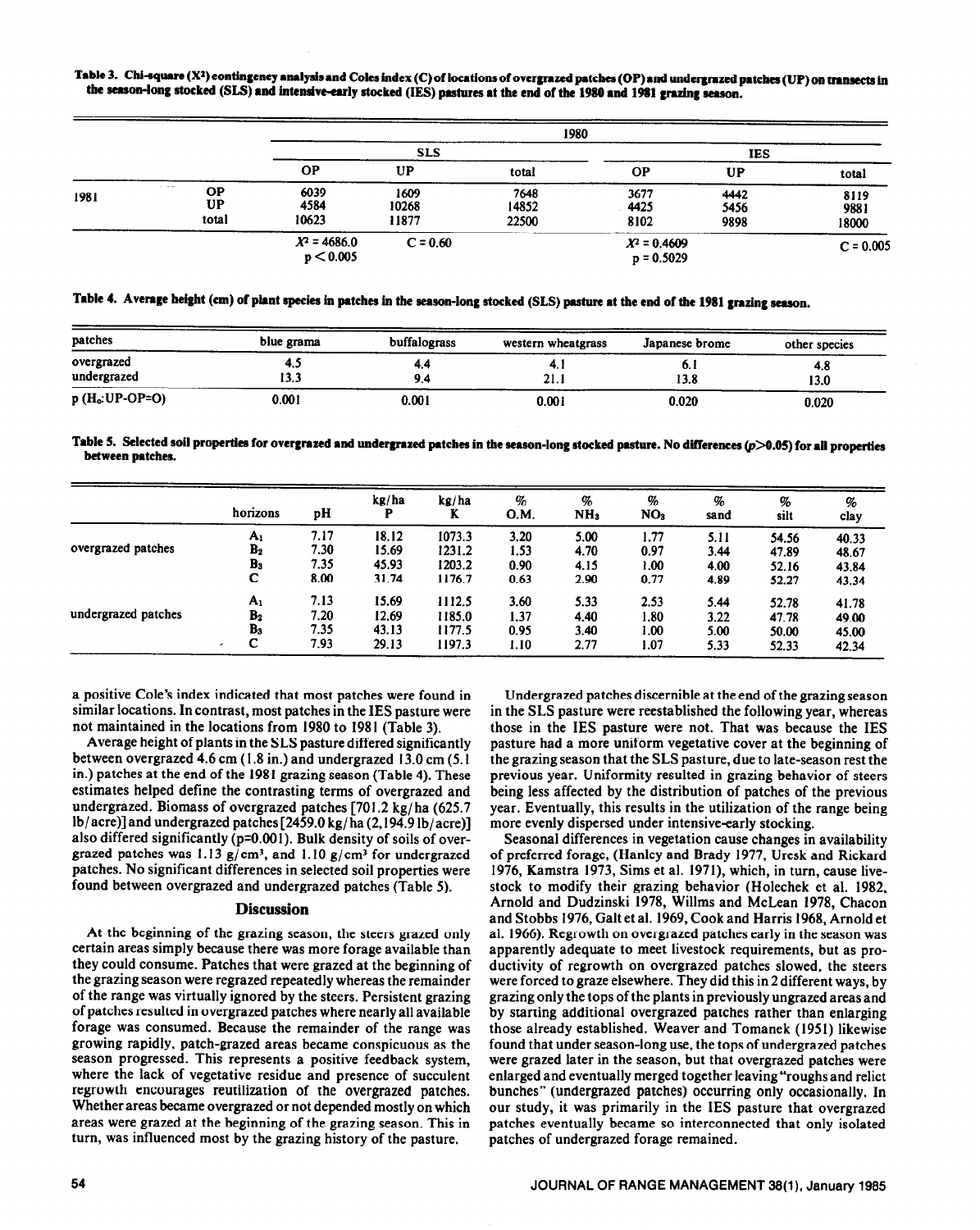**Table 3. Chi-square ($X^2$) contingency analysis and Coles index (C) of locations of overgrazed patches (OP) and undergrazed patches (UP) on transects in the season-long stocked (SLS) and intensive-early stocked (IES) pastures at the end of the 1980 and 1981 grazing season.**

| | | 1980 | | | | | |
|---|---|---|---|---|---|---|---|
| | | SLS | | | IES | | |
| | | OP | UP | total | OP | UP | total |
| 1981 | OP | 6039 | 1609 | 7648 | 3677 | 4442 | 8119 |
| | UP | 4584 | 10268 | 14852 | 4425 | 5456 | 9881 |
| | total | 10623 | 11877 | 22500 | 8102 | 9898 | 18000 |
| | | $X^2 = 4686.0$, $p < 0.005$ | C = 0.60 | | $X^2 = 0.4609$, $p = 0.5029$ | | C = 0.005 |

**Table 4. Average height (cm) of plant species in patches in the season-long stocked (SLS) pasture at the end of the 1981 grazing season.**

| patches | blue grama | buffalograss | western wheatgrass | Japanese brome | other species |
|---|---|---|---|---|---|
| overgrazed | 4.5 | 4.4 | 4.1 | 6.1 | 4.8 |
| undergrazed | 13.3 | 9.4 | 21.1 | 13.8 | 13.0 |
| p ($H_o$:UP-OP=O) | 0.001 | 0.001 | 0.001 | 0.020 | 0.020 |

**Table 5. Selected soil properties for overgrazed and undergrazed patches in the season-long stocked pasture. No differences ($p>0.05$) for all properties between patches.**

| | horizons | pH | kg/ha P | kg/ha K | % O.M. | % $NH_3$ | % $NO_3$ | % sand | % silt | % clay |
|---|---|---|---|---|---|---|---|---|---|---|
| overgrazed patches | $A_1$ | 7.17 | 18.12 | 1073.3 | 3.20 | 5.00 | 1.77 | 5.11 | 54.56 | 40.33 |
| | $B_2$ | 7.30 | 15.69 | 1231.2 | 1.53 | 4.70 | 0.97 | 3.44 | 47.89 | 48.67 |
| | $B_3$ | 7.35 | 45.93 | 1203.2 | 0.90 | 4.15 | 1.00 | 4.00 | 52.16 | 43.84 |
| | C | 8.00 | 31.74 | 1176.7 | 0.63 | 2.90 | 0.77 | 4.89 | 52.27 | 43.34 |
| undergrazed patches | $A_1$ | 7.13 | 15.69 | 1112.5 | 3.60 | 5.33 | 2.53 | 5.44 | 52.78 | 41.78 |
| | $B_2$ | 7.20 | 12.69 | 1185.0 | 1.37 | 4.40 | 1.80 | 3.22 | 47.78 | 49.00 |
| | $B_3$ | 7.35 | 43.13 | 1177.5 | 0.95 | 3.40 | 1.00 | 5.00 | 50.00 | 45.00 |
| | C | 7.93 | 29.13 | 1197.3 | 1.10 | 2.77 | 1.07 | 5.33 | 52.33 | 42.34 |

a positive Cole's index indicated that most patches were found in similar locations. In contrast, most patches in the IES pasture were not maintained in the locations from 1980 to 1981 (Table 3).

Average height of plants in the SLS pasture differed significantly between overgrazed 4.6 cm (1.8 in.) and undergrazed 13.0 cm (5.1 in.) patches at the end of the 1981 grazing season (Table 4). These estimates helped define the contrasting terms of overgrazed and undergrazed. Biomass of overgrazed patches [701.2 kg/ha (625.7 lb/acre)] and undergrazed patches [2459.0 kg/ha (2,194.9 lb/acre)] also differed significantly (p=0.001). Bulk density of soils of overgrazed patches was 1.13 g/cm³, and 1.10 g/cm³ for undergrazed patches. No significant differences in selected soil properties were found between overgrazed and undergrazed patches (Table 5).

## Discussion

At the beginning of the grazing season, the steers grazed only certain areas simply because there was more forage available than they could consume. Patches that were grazed at the beginning of the grazing season were regrazed repeatedly whereas the remainder of the range was virtually ignored by the steers. Persistent grazing of patches resulted in overgrazed patches where nearly all available forage was consumed. Because the remainder of the range was growing rapidly, patch-grazed areas became conspicuous as the season progressed. This represents a positive feedback system, where the lack of vegetative residue and presence of succulent regrowth encourages reutilization of the overgrazed patches. Whether areas became overgrazed or not depended mostly on which areas were grazed at the beginning of the grazing season. This in turn, was influenced most by the grazing history of the pasture.

Undergrazed patches discernible at the end of the grazing season in the SLS pasture were reestablished the following year, whereas those in the IES pasture were not. That was because the IES pasture had a more uniform vegetative cover at the beginning of the grazing season that the SLS pasture, due to late-season rest the previous year. Uniformity resulted in grazing behavior of steers being less affected by the distribution of patches of the previous year. Eventually, this results in the utilization of the range being more evenly dispersed under intensive-early stocking.

Seasonal differences in vegetation cause changes in availability of preferred forage, (Hanley and Brady 1977, Uresk and Rickard 1976, Kamstra 1973, Sims et al. 1971), which, in turn, cause livestock to modify their grazing behavior (Holechek et al. 1982, Arnold and Dudzinski 1978, Willms and McLean 1978, Chacon and Stobbs 1976, Galt et al. 1969, Cook and Harris 1968, Arnold et al. 1966). Regrowth on overgrazed patches early in the season was apparently adequate to meet livestock requirements, but as productivity of regrowth on overgrazed patches slowed, the steers were forced to graze elsewhere. They did this in 2 different ways, by grazing only the tops of the plants in previously ungrazed areas and by starting additional overgrazed patches rather than enlarging those already established. Weaver and Tomanek (1951) likewise found that under season-long use, the tops of undergrazed patches were grazed later in the season, but that overgrazed patches were enlarged and eventually merged together leaving "roughs and relict bunches" (undergrazed patches) occurring only occasionally. In our study, it was primarily in the IES pasture that overgrazed patches eventually became so interconnected that only isolated patches of undergrazed forage remained.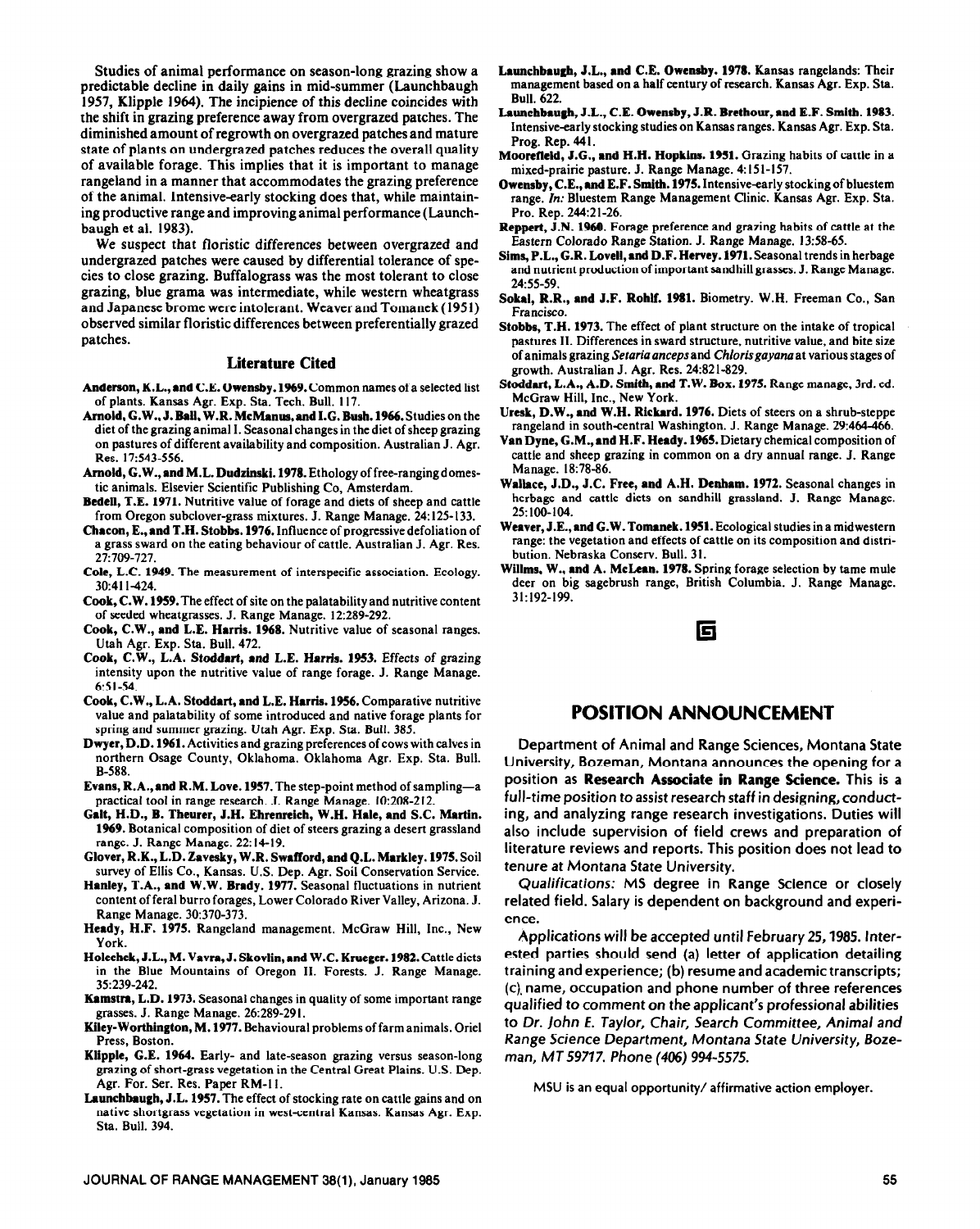Studies of animal performance on season-long grazing show a predictable decline in daily gains in mid-summer (Launchbaugh 1957, Klipple 1964). The incipience of this decline coincides with the shift in grazing preference away from overgrazed patches. The diminished amount of regrowth on overgrazed patches and mature state of plants on undergrazed patches reduces the overall quality of available forage. This implies that it is important to manage rangeland in a manner that accommodates the grazing preference of the animal. Intensive-early stocking does that, while maintaining productive range and improving animal performance (Launchbaugh et al. 1983).

We suspect that floristic differences between overgrazed and undergrazed patches were caused by differential tolerance of species to close grazing. Buffalograss was the most tolerant to close grazing, blue grama was intermediate, while western wheatgrass and Japanese brome were intolerant. Weaver and Tomanek (1951) observed similar floristic differences between preferentially grazed patches.

## Literature Cited

**Anderson, K.L., and C.E. Owensby. 1969.** Common names of a selected list of plants. Kansas Agr. Exp. Sta. Tech. Bull. 117.

**Arnold, G.W., J. Ball, W.R. McManus, and I.G. Bush. 1966.** Studies on the diet of the grazing animal I. Seasonal changes in the diet of sheep grazing on pastures of different availability and composition. Australian J. Agr. Res. 17:543-556.

**Arnold, G.W., and M.L. Dudzinski. 1978.** Ethology of free-ranging domestic animals. Elsevier Scientific Publishing Co, Amsterdam.

**Bedell, T.E. 1971.** Nutritive value of forage and diets of sheep and cattle from Oregon subclover-grass mixtures. J. Range Manage. 24:125-133.

**Chacon, E., and T.H. Stobbs. 1976.** Influence of progressive defoliation of a grass sward on the eating behaviour of cattle. Australian J. Agr. Res. 27:709-727.

**Cole, L.C. 1949.** The measurement of interspecific association. Ecology. 30:411-424.

**Cook, C.W. 1959.** The effect of site on the palatability and nutritive content of seeded wheatgrasses. J. Range Manage. 12:289-292.

**Cook, C.W., and L.E. Harris. 1968.** Nutritive value of seasonal ranges. Utah Agr. Exp. Sta. Bull. 472.

**Cook, C.W., L.A. Stoddart, and L.E. Harris. 1953.** Effects of grazing intensity upon the nutritive value of range forage. J. Range Manage. 6:51-54.

**Cook, C.W., L.A. Stoddart, and L.E. Harris. 1956.** Comparative nutritive value and palatability of some introduced and native forage plants for spring and summer grazing. Utah Agr. Exp. Sta. Bull. 385.

**Dwyer, D.D. 1961.** Activities and grazing preferences of cows with calves in northern Osage County, Oklahoma. Oklahoma Agr. Exp. Sta. Bull. B-588.

**Evans, R.A., and R.M. Love. 1957.** The step-point method of sampling—a practical tool in range research. J. Range Manage. 10:208-212.

**Galt, H.D., B. Theurer, J.H. Ehrenreich, W.H. Hale, and S.C. Martin. 1969.** Botanical composition of diet of steers grazing a desert grassland range. J. Range Manage. 22:14-19.

**Glover, R.K., L.D. Zavesky, W.R. Swafford, and Q.L. Markley. 1975.** Soil survey of Ellis Co., Kansas. U.S. Dep. Agr. Soil Conservation Service.

**Hanley, T.A., and W.W. Brady. 1977.** Seasonal fluctuations in nutrient content of feral burro forages, Lower Colorado River Valley, Arizona. J. Range Manage. 30:370-373.

**Heady, H.F. 1975.** Rangeland management. McGraw Hill, Inc., New York.

**Holechek, J.L., M. Vavra, J. Skovlin, and W.C. Krueger. 1982.** Cattle diets in the Blue Mountains of Oregon II. Forests. J. Range Manage. 35:239-242.

**Kamstra, L.D. 1973.** Seasonal changes in quality of some important range grasses. J. Range Manage. 26:289-291.

**Kiley-Worthington, M. 1977.** Behavioural problems of farm animals. Oriel Press, Boston.

**Klipple, G.E. 1964.** Early- and late-season grazing versus season-long grazing of short-grass vegetation in the Central Great Plains. U.S. Dep. Agr. For. Ser. Res. Paper RM-11.

**Launchbaugh, J.L. 1957.** The effect of stocking rate on cattle gains and on native shortgrass vegetation in west-central Kansas. Kansas Agr. Exp. Sta. Bull. 394.

**Launchbaugh, J.L., and C.E. Owensby. 1978.** Kansas rangelands: Their management based on a half century of research. Kansas Agr. Exp. Sta. Bull. 622.

**Launchbaugh, J.L., C.E. Owensby, J.R. Brethour, and E.F. Smith. 1983.** Intensive-early stocking studies on Kansas ranges. Kansas Agr. Exp. Sta. Prog. Rep. 441.

**Moorefield, J.G., and H.H. Hopkins. 1951.** Grazing habits of cattle in a mixed-prairie pasture. J. Range Manage. 4:151-157.

**Owensby, C.E., and E.F. Smith. 1975.** Intensive-early stocking of bluestem range. *In:* Bluestem Range Management Clinic. Kansas Agr. Exp. Sta. Pro. Rep. 244:21-26.

**Reppert, J.N. 1960.** Forage preference and grazing habits of cattle at the Eastern Colorado Range Station. J. Range Manage. 13:58-65.

**Sims, P.L., G.R. Lovell, and D.F. Hervey. 1971.** Seasonal trends in herbage and nutrient production of important sandhill grasses. J. Range Manage. 24:55-59.

**Sokal, R.R., and J.F. Rohlf. 1981.** Biometry. W.H. Freeman Co., San Francisco.

**Stobbs, T.H. 1973.** The effect of plant structure on the intake of tropical pastures II. Differences in sward structure, nutritive value, and bite size of animals grazing *Setaria anceps* and *Chloris gayana* at various stages of growth. Australian J. Agr. Res. 24:821-829.

**Stoddart, L.A., A.D. Smith, and T.W. Box. 1975.** Range manage, 3rd. ed. McGraw Hill, Inc., New York.

**Uresk, D.W., and W.H. Rickard. 1976.** Diets of steers on a shrub-steppe rangeland in south-central Washington. J. Range Manage. 29:464-466.

**Van Dyne, G.M., and H.F. Heady. 1965.** Dietary chemical composition of cattle and sheep grazing in common on a dry annual range. J. Range Manage. 18:78-86.

**Wallace, J.D., J.C. Free, and A.H. Denham. 1972.** Seasonal changes in herbage and cattle diets on sandhill grassland. J. Range Manage. 25:100-104.

**Weaver, J.E., and G.W. Tomanek. 1951.** Ecological studies in a midwestern range: the vegetation and effects of cattle on its composition and distribution. Nebraska Conserv. Bull. 31.

**Willms, W., and A. McLean. 1978.** Spring forage selection by tame mule deer on big sagebrush range, British Columbia. J. Range Manage. 31:192-199.

## POSITION ANNOUNCEMENT

Department of Animal and Range Sciences, Montana State University, Bozeman, Montana announces the opening for a position as **Research Associate in Range Science.** This is a full-time position to assist research staff in designing, conducting, and analyzing range research investigations. Duties will also include supervision of field crews and preparation of literature reviews and reports. This position does not lead to tenure at Montana State University.

*Qualifications:* MS degree in Range Science or closely related field. Salary is dependent on background and experience.

Applications will be accepted until February 25, 1985. Interested parties should send (a) letter of application detailing training and experience; (b) resume and academic transcripts; (c) name, occupation and phone number of three references qualified to comment on the applicant's professional abilities to *Dr. John E. Taylor, Chair, Search Committee, Animal and Range Science Department, Montana State University, Bozeman, MT 59717. Phone (406) 994-5575.*

MSU is an equal opportunity/ affirmative action employer.